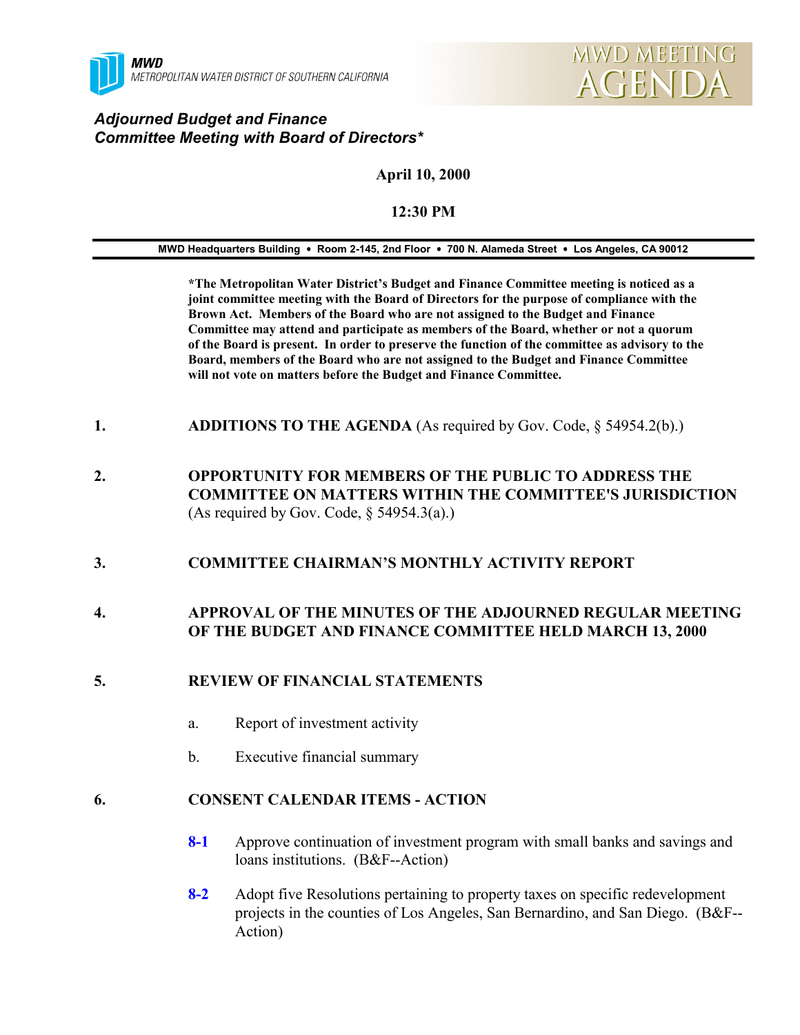MWD
METROPOLITAN WATER DISTRICT OF SOUTHERN CALIFORNIA

MWD MEETING AGENDA

# *Adjourned Budget and Finance Committee Meeting with Board of Directors**

**April 10, 2000**

**12:30 PM**

**MWD Headquarters Building • Room 2-145, 2nd Floor • 700 N. Alameda Street • Los Angeles, CA 90012**

**\*The Metropolitan Water District's Budget and Finance Committee meeting is noticed as a joint committee meeting with the Board of Directors for the purpose of compliance with the Brown Act. Members of the Board who are not assigned to the Budget and Finance Committee may attend and participate as members of the Board, whether or not a quorum of the Board is present. In order to preserve the function of the committee as advisory to the Board, members of the Board who are not assigned to the Budget and Finance Committee will not vote on matters before the Budget and Finance Committee.**

1. **ADDITIONS TO THE AGENDA** (As required by Gov. Code, § 54954.2(b).)

2. **OPPORTUNITY FOR MEMBERS OF THE PUBLIC TO ADDRESS THE COMMITTEE ON MATTERS WITHIN THE COMMITTEE'S JURISDICTION** (As required by Gov. Code, § 54954.3(a).)

3. **COMMITTEE CHAIRMAN'S MONTHLY ACTIVITY REPORT**

4. **APPROVAL OF THE MINUTES OF THE ADJOURNED REGULAR MEETING OF THE BUDGET AND FINANCE COMMITTEE HELD MARCH 13, 2000**

5. **REVIEW OF FINANCIAL STATEMENTS**

   a. Report of investment activity

   b. Executive financial summary

6. **CONSENT CALENDAR ITEMS - ACTION**

   **8-1** Approve continuation of investment program with small banks and savings and loans institutions. (B&F--Action)

   **8-2** Adopt five Resolutions pertaining to property taxes on specific redevelopment projects in the counties of Los Angeles, San Bernardino, and San Diego. (B&F--Action)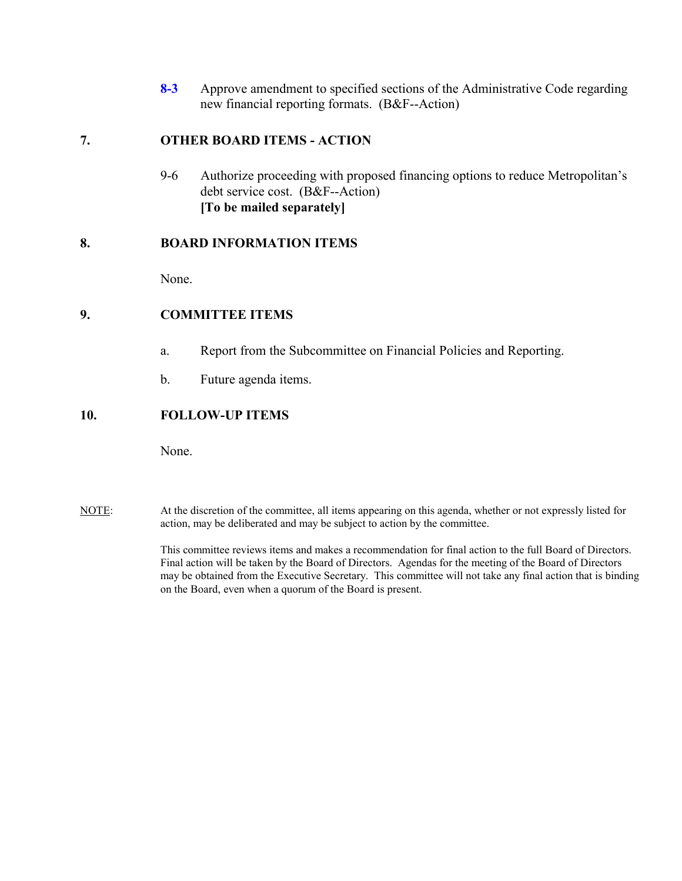8-3 Approve amendment to specified sections of the Administrative Code regarding new financial reporting formats. (B&F--Action)

## 7. OTHER BOARD ITEMS - ACTION

9-6 Authorize proceeding with proposed financing options to reduce Metropolitan's debt service cost. (B&F--Action)
**[To be mailed separately]**

## 8. BOARD INFORMATION ITEMS

None.

## 9. COMMITTEE ITEMS

a. Report from the Subcommittee on Financial Policies and Reporting.

b. Future agenda items.

## 10. FOLLOW-UP ITEMS

None.

NOTE: At the discretion of the committee, all items appearing on this agenda, whether or not expressly listed for action, may be deliberated and may be subject to action by the committee.

This committee reviews items and makes a recommendation for final action to the full Board of Directors. Final action will be taken by the Board of Directors. Agendas for the meeting of the Board of Directors may be obtained from the Executive Secretary. This committee will not take any final action that is binding on the Board, even when a quorum of the Board is present.